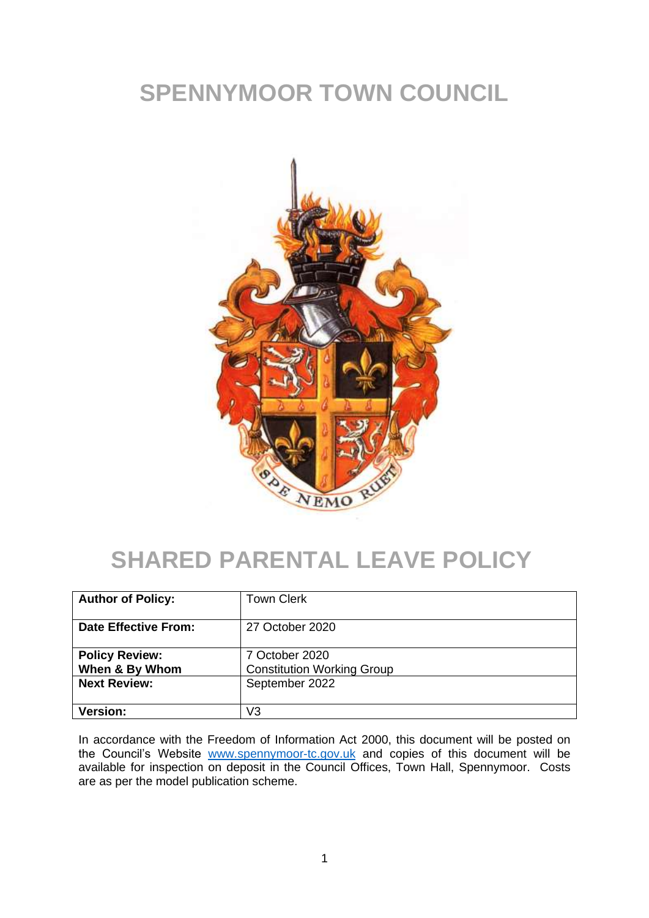# SPENNYMOOR TOWN COUNCIL

# SHARED PARENTAL LEAVE POLICY

| **Author of Policy:** | Town Clerk |
|---|---|
| **Date Effective From:** | 27 October 2020 |
| **Policy Review: When & By Whom** | 7 October 2020 Constitution Working Group |
| **Next Review:** | September 2022 |
| **Version:** | V3 |

In accordance with the Freedom of Information Act 2000, this document will be posted on the Council's Website www.spennymoor-tc.gov.uk and copies of this document will be available for inspection on deposit in the Council Offices, Town Hall, Spennymoor. Costs are as per the model publication scheme.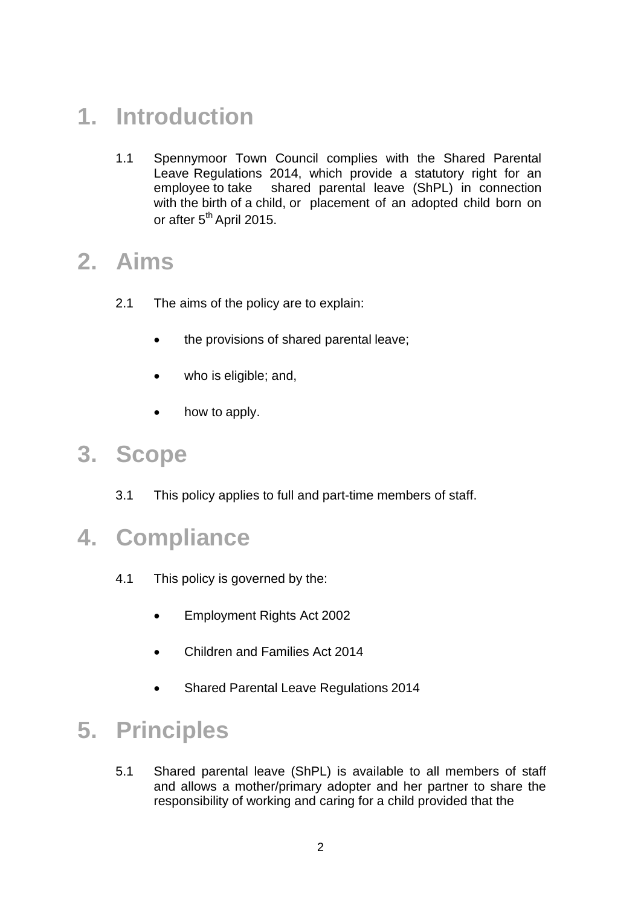# 1. Introduction

1.1 Spennymoor Town Council complies with the Shared Parental Leave Regulations 2014, which provide a statutory right for an employee to take shared parental leave (ShPL) in connection with the birth of a child, or placement of an adopted child born on or after 5th April 2015.

# 2. Aims

2.1 The aims of the policy are to explain:

- the provisions of shared parental leave;
- who is eligible; and,
- how to apply.

# 3. Scope

3.1 This policy applies to full and part-time members of staff.

# 4. Compliance

4.1 This policy is governed by the:

- Employment Rights Act 2002
- Children and Families Act 2014
- Shared Parental Leave Regulations 2014

# 5. Principles

5.1 Shared parental leave (ShPL) is available to all members of staff and allows a mother/primary adopter and her partner to share the responsibility of working and caring for a child provided that the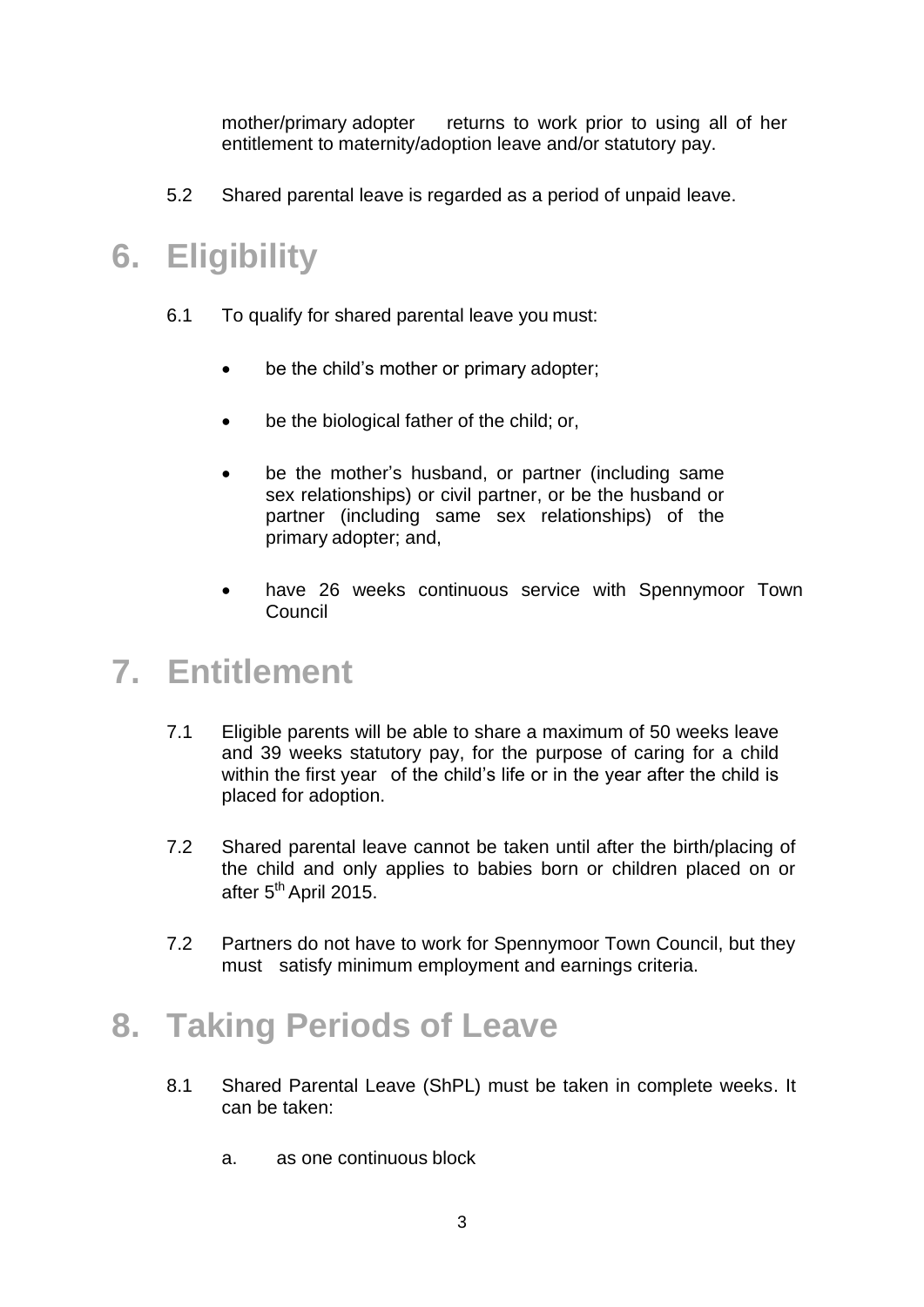mother/primary adopter returns to work prior to using all of her entitlement to maternity/adoption leave and/or statutory pay.

5.2 Shared parental leave is regarded as a period of unpaid leave.

# 6. Eligibility

6.1 To qualify for shared parental leave you must:

- be the child's mother or primary adopter;
- be the biological father of the child; or,
- be the mother's husband, or partner (including same sex relationships) or civil partner, or be the husband or partner (including same sex relationships) of the primary adopter; and,
- have 26 weeks continuous service with Spennymoor Town Council

# 7. Entitlement

7.1 Eligible parents will be able to share a maximum of 50 weeks leave and 39 weeks statutory pay, for the purpose of caring for a child within the first year of the child's life or in the year after the child is placed for adoption.

7.2 Shared parental leave cannot be taken until after the birth/placing of the child and only applies to babies born or children placed on or after 5th April 2015.

7.2 Partners do not have to work for Spennymoor Town Council, but they must satisfy minimum employment and earnings criteria.

# 8. Taking Periods of Leave

8.1 Shared Parental Leave (ShPL) must be taken in complete weeks. It can be taken:

a. as one continuous block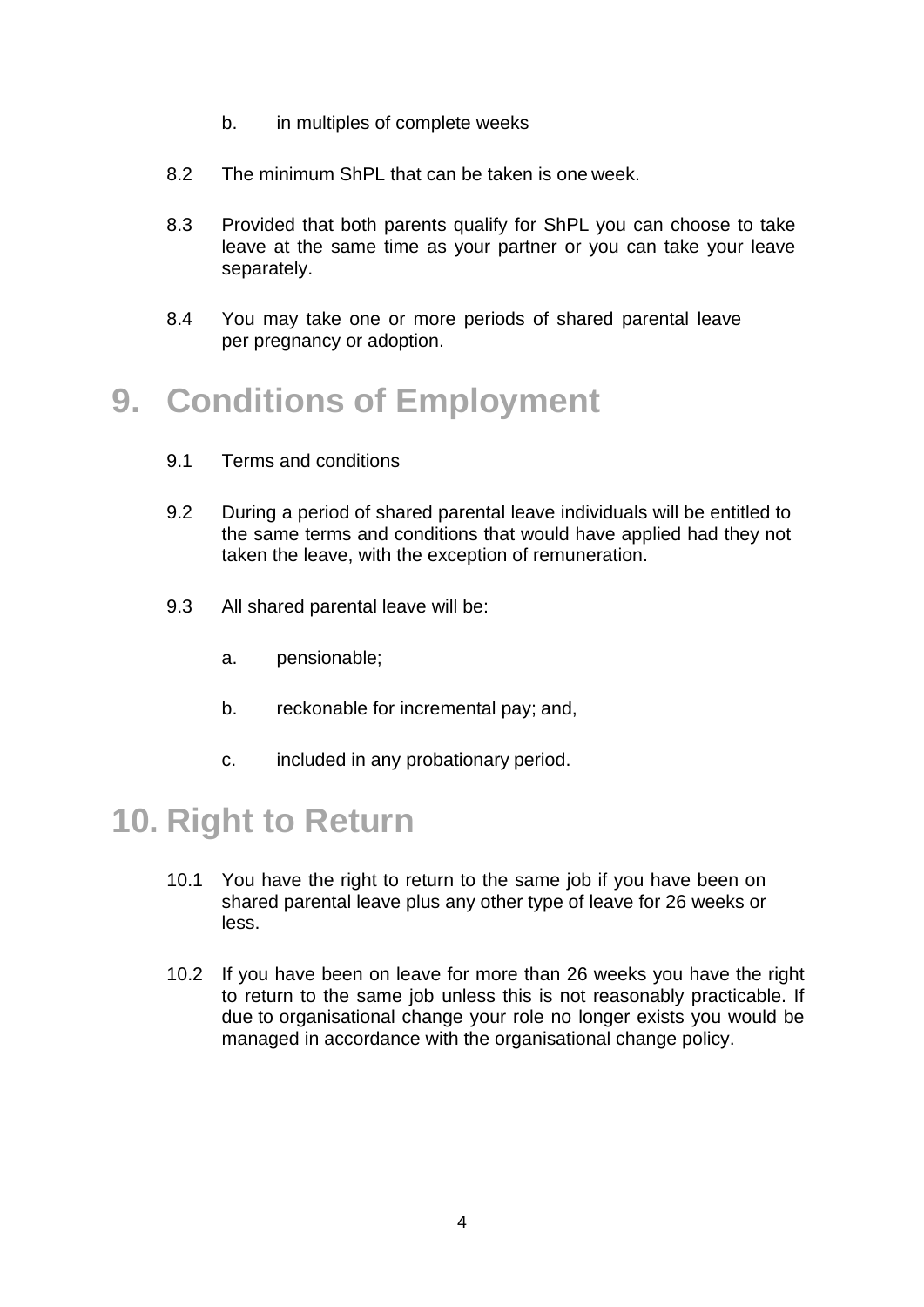b. in multiples of complete weeks

8.2 The minimum ShPL that can be taken is one week.

8.3 Provided that both parents qualify for ShPL you can choose to take leave at the same time as your partner or you can take your leave separately.

8.4 You may take one or more periods of shared parental leave per pregnancy or adoption.

# 9. Conditions of Employment

9.1 Terms and conditions

9.2 During a period of shared parental leave individuals will be entitled to the same terms and conditions that would have applied had they not taken the leave, with the exception of remuneration.

9.3 All shared parental leave will be:

a. pensionable;

b. reckonable for incremental pay; and,

c. included in any probationary period.

# 10. Right to Return

10.1 You have the right to return to the same job if you have been on shared parental leave plus any other type of leave for 26 weeks or less.

10.2 If you have been on leave for more than 26 weeks you have the right to return to the same job unless this is not reasonably practicable. If due to organisational change your role no longer exists you would be managed in accordance with the organisational change policy.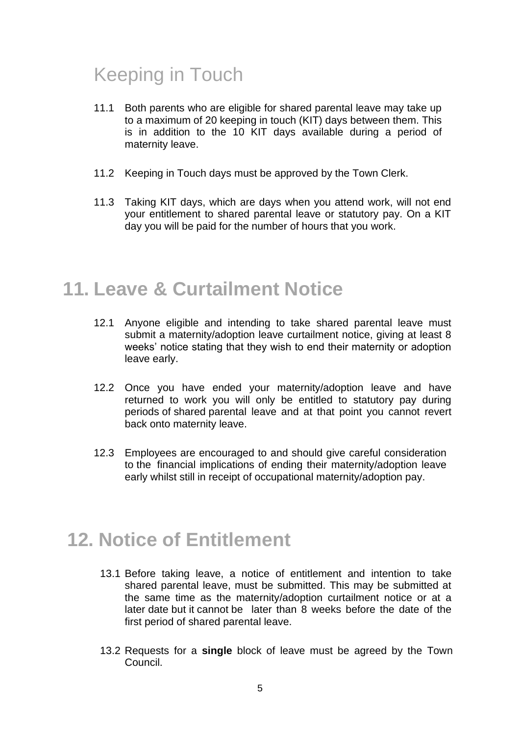## Keeping in Touch

11.1 Both parents who are eligible for shared parental leave may take up to a maximum of 20 keeping in touch (KIT) days between them. This is in addition to the 10 KIT days available during a period of maternity leave.

11.2 Keeping in Touch days must be approved by the Town Clerk.

11.3 Taking KIT days, which are days when you attend work, will not end your entitlement to shared parental leave or statutory pay. On a KIT day you will be paid for the number of hours that you work.

## 11. Leave & Curtailment Notice

12.1 Anyone eligible and intending to take shared parental leave must submit a maternity/adoption leave curtailment notice, giving at least 8 weeks' notice stating that they wish to end their maternity or adoption leave early.

12.2 Once you have ended your maternity/adoption leave and have returned to work you will only be entitled to statutory pay during periods of shared parental leave and at that point you cannot revert back onto maternity leave.

12.3 Employees are encouraged to and should give careful consideration to the financial implications of ending their maternity/adoption leave early whilst still in receipt of occupational maternity/adoption pay.

## 12. Notice of Entitlement

13.1 Before taking leave, a notice of entitlement and intention to take shared parental leave, must be submitted. This may be submitted at the same time as the maternity/adoption curtailment notice or at a later date but it cannot be later than 8 weeks before the date of the first period of shared parental leave.

13.2 Requests for a **single** block of leave must be agreed by the Town Council.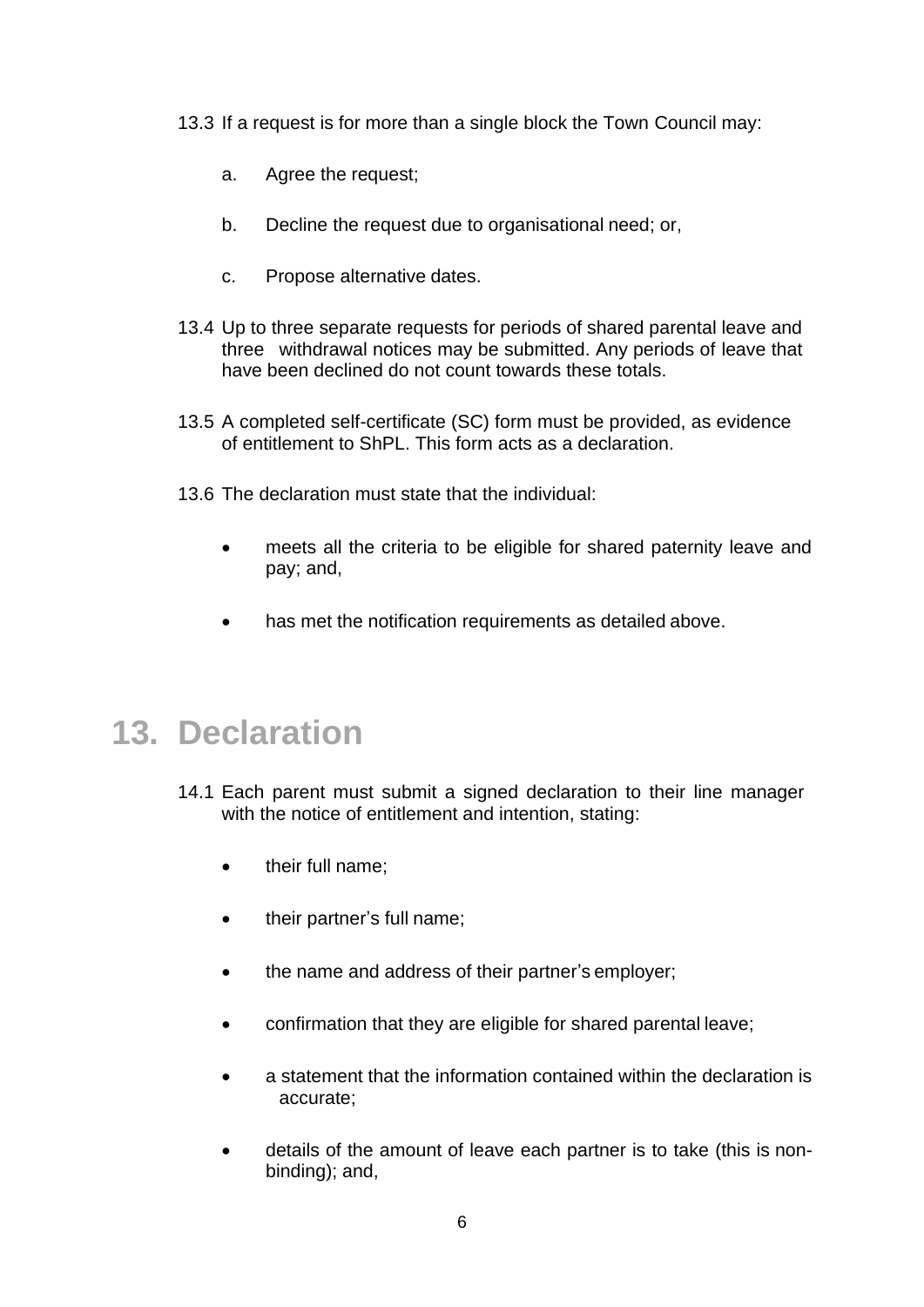13.3 If a request is for more than a single block the Town Council may:

   a. Agree the request;

   b. Decline the request due to organisational need; or,

   c. Propose alternative dates.

13.4 Up to three separate requests for periods of shared parental leave and three withdrawal notices may be submitted. Any periods of leave that have been declined do not count towards these totals.

13.5 A completed self-certificate (SC) form must be provided, as evidence of entitlement to ShPL. This form acts as a declaration.

13.6 The declaration must state that the individual:

- meets all the criteria to be eligible for shared paternity leave and pay; and,
- has met the notification requirements as detailed above.

## 13. Declaration

14.1 Each parent must submit a signed declaration to their line manager with the notice of entitlement and intention, stating:

- their full name;
- their partner's full name;
- the name and address of their partner's employer;
- confirmation that they are eligible for shared parental leave;
- a statement that the information contained within the declaration is accurate;
- details of the amount of leave each partner is to take (this is non-binding); and,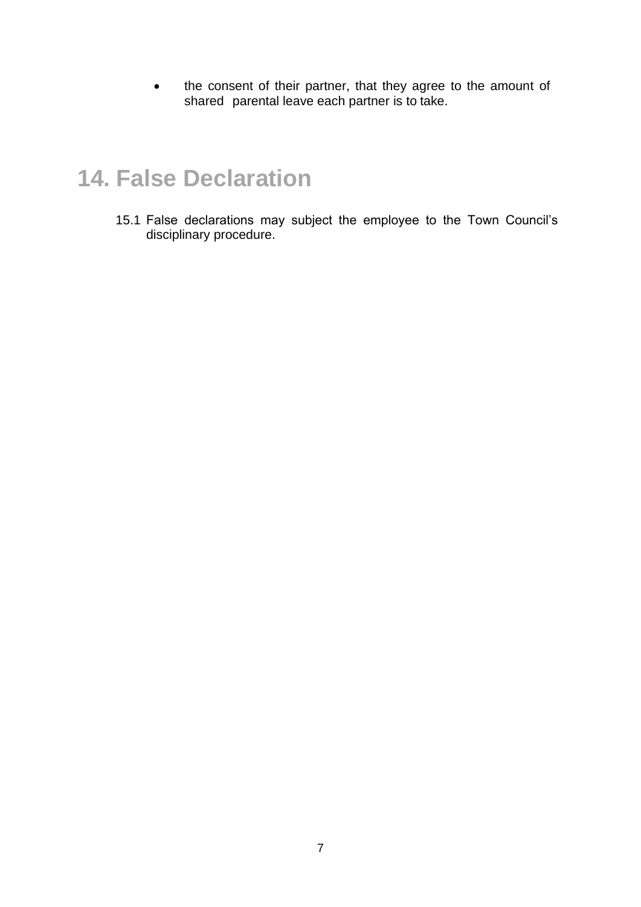- the consent of their partner, that they agree to the amount of shared parental leave each partner is to take.

# 14. False Declaration

15.1 False declarations may subject the employee to the Town Council's disciplinary procedure.